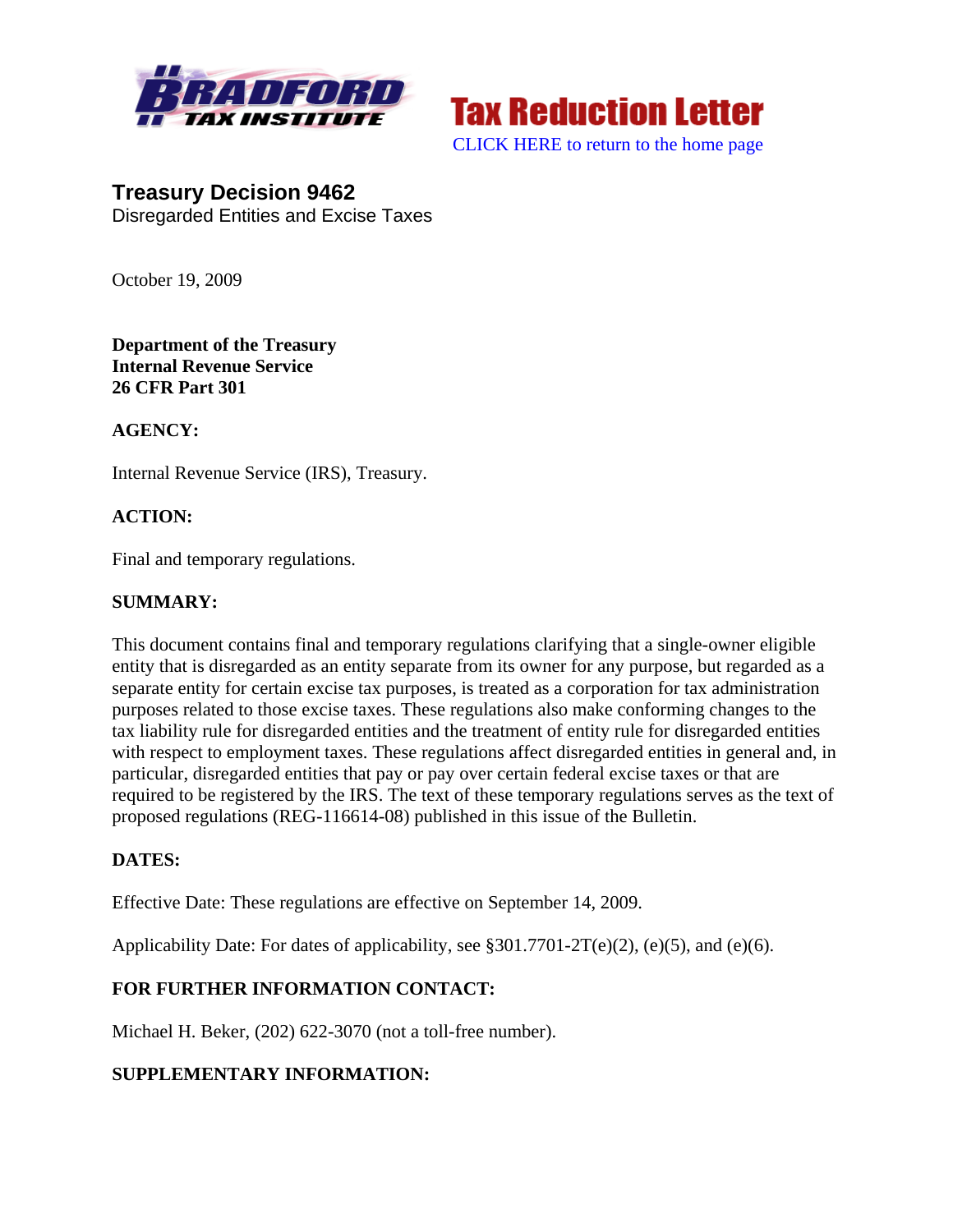Bradford Tax Institute

Tax Reduction Letter

CLICK HERE to return to the home page

# Treasury Decision 9462

Disregarded Entities and Excise Taxes

October 19, 2009

**Department of the Treasury**
**Internal Revenue Service**
**26 CFR Part 301**

**AGENCY:**

Internal Revenue Service (IRS), Treasury.

**ACTION:**

Final and temporary regulations.

**SUMMARY:**

This document contains final and temporary regulations clarifying that a single-owner eligible entity that is disregarded as an entity separate from its owner for any purpose, but regarded as a separate entity for certain excise tax purposes, is treated as a corporation for tax administration purposes related to those excise taxes. These regulations also make conforming changes to the tax liability rule for disregarded entities and the treatment of entity rule for disregarded entities with respect to employment taxes. These regulations affect disregarded entities in general and, in particular, disregarded entities that pay or pay over certain federal excise taxes or that are required to be registered by the IRS. The text of these temporary regulations serves as the text of proposed regulations (REG-116614-08) published in this issue of the Bulletin.

**DATES:**

Effective Date: These regulations are effective on September 14, 2009.

Applicability Date: For dates of applicability, see §301.7701-2T(e)(2), (e)(5), and (e)(6).

**FOR FURTHER INFORMATION CONTACT:**

Michael H. Beker, (202) 622-3070 (not a toll-free number).

**SUPPLEMENTARY INFORMATION:**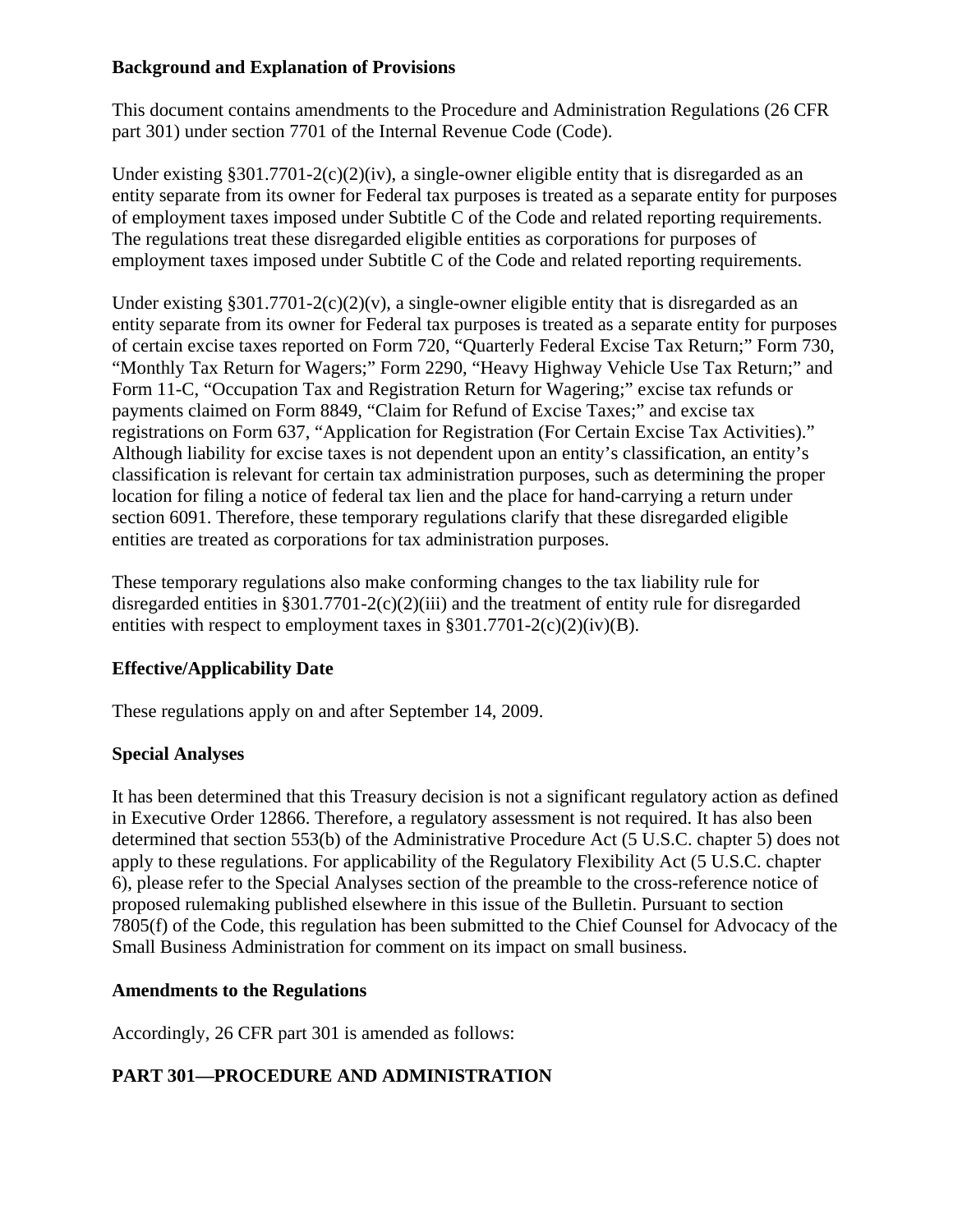**Background and Explanation of Provisions**

This document contains amendments to the Procedure and Administration Regulations (26 CFR part 301) under section 7701 of the Internal Revenue Code (Code).

Under existing §301.7701-2(c)(2)(iv), a single-owner eligible entity that is disregarded as an entity separate from its owner for Federal tax purposes is treated as a separate entity for purposes of employment taxes imposed under Subtitle C of the Code and related reporting requirements. The regulations treat these disregarded eligible entities as corporations for purposes of employment taxes imposed under Subtitle C of the Code and related reporting requirements.

Under existing §301.7701-2(c)(2)(v), a single-owner eligible entity that is disregarded as an entity separate from its owner for Federal tax purposes is treated as a separate entity for purposes of certain excise taxes reported on Form 720, "Quarterly Federal Excise Tax Return;" Form 730, "Monthly Tax Return for Wagers;" Form 2290, "Heavy Highway Vehicle Use Tax Return;" and Form 11-C, "Occupation Tax and Registration Return for Wagering;" excise tax refunds or payments claimed on Form 8849, "Claim for Refund of Excise Taxes;" and excise tax registrations on Form 637, "Application for Registration (For Certain Excise Tax Activities)." Although liability for excise taxes is not dependent upon an entity's classification, an entity's classification is relevant for certain tax administration purposes, such as determining the proper location for filing a notice of federal tax lien and the place for hand-carrying a return under section 6091. Therefore, these temporary regulations clarify that these disregarded eligible entities are treated as corporations for tax administration purposes.

These temporary regulations also make conforming changes to the tax liability rule for disregarded entities in §301.7701-2(c)(2)(iii) and the treatment of entity rule for disregarded entities with respect to employment taxes in §301.7701-2(c)(2)(iv)(B).

**Effective/Applicability Date**

These regulations apply on and after September 14, 2009.

**Special Analyses**

It has been determined that this Treasury decision is not a significant regulatory action as defined in Executive Order 12866. Therefore, a regulatory assessment is not required. It has also been determined that section 553(b) of the Administrative Procedure Act (5 U.S.C. chapter 5) does not apply to these regulations. For applicability of the Regulatory Flexibility Act (5 U.S.C. chapter 6), please refer to the Special Analyses section of the preamble to the cross-reference notice of proposed rulemaking published elsewhere in this issue of the Bulletin. Pursuant to section 7805(f) of the Code, this regulation has been submitted to the Chief Counsel for Advocacy of the Small Business Administration for comment on its impact on small business.

**Amendments to the Regulations**

Accordingly, 26 CFR part 301 is amended as follows:

**PART 301—PROCEDURE AND ADMINISTRATION**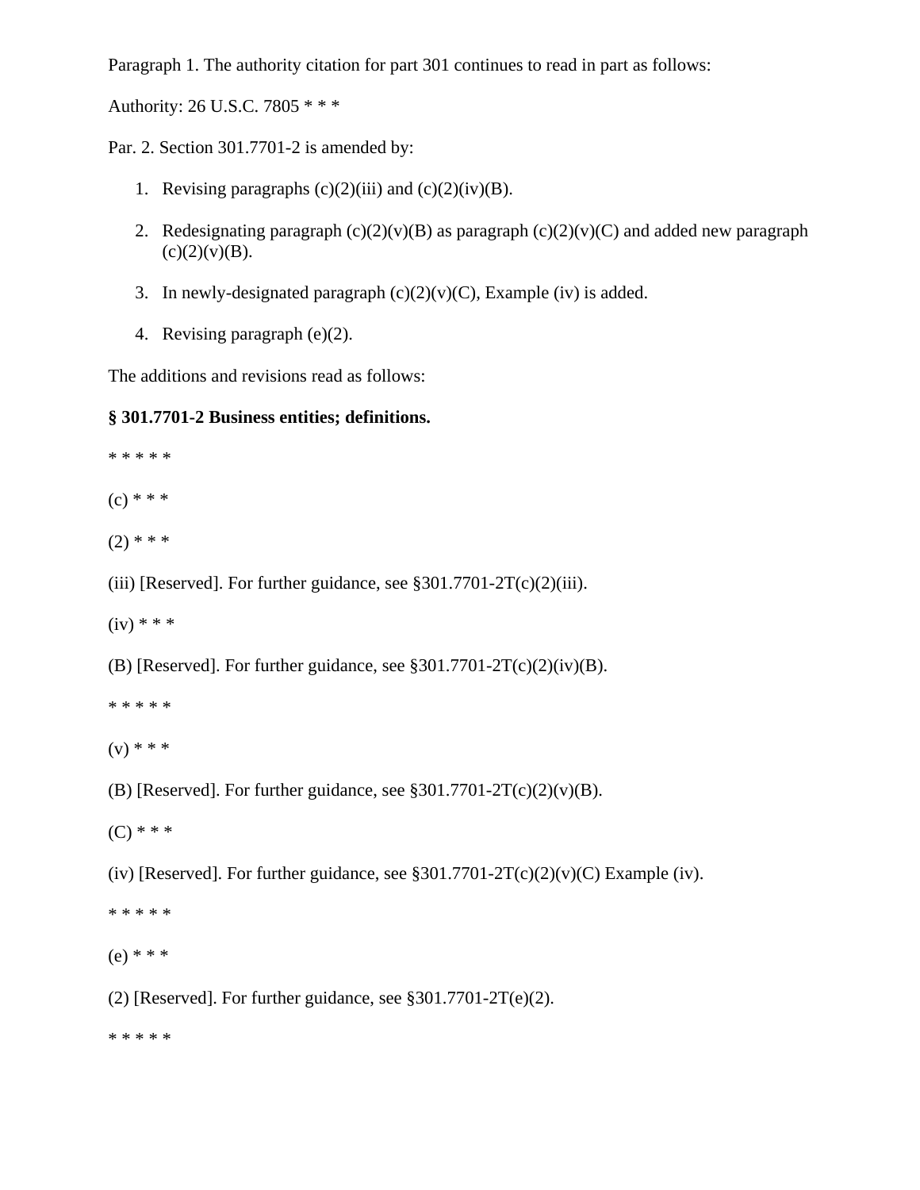Paragraph 1. The authority citation for part 301 continues to read in part as follows:

Authority: 26 U.S.C. 7805 * * *

Par. 2. Section 301.7701-2 is amended by:

1. Revising paragraphs (c)(2)(iii) and (c)(2)(iv)(B).
2. Redesignating paragraph (c)(2)(v)(B) as paragraph (c)(2)(v)(C) and added new paragraph (c)(2)(v)(B).
3. In newly-designated paragraph (c)(2)(v)(C), Example (iv) is added.
4. Revising paragraph (e)(2).

The additions and revisions read as follows:

**§ 301.7701-2 Business entities; definitions.**

* * * * *

(c) * * *

(2) * * *

(iii) [Reserved]. For further guidance, see §301.7701-2T(c)(2)(iii).

(iv) * * *

(B) [Reserved]. For further guidance, see §301.7701-2T(c)(2)(iv)(B).

* * * * *

(v) * * *

(B) [Reserved]. For further guidance, see §301.7701-2T(c)(2)(v)(B).

(C) * * *

(iv) [Reserved]. For further guidance, see §301.7701-2T(c)(2)(v)(C) Example (iv).

* * * * *

(e) * * *

(2) [Reserved]. For further guidance, see §301.7701-2T(e)(2).

* * * * *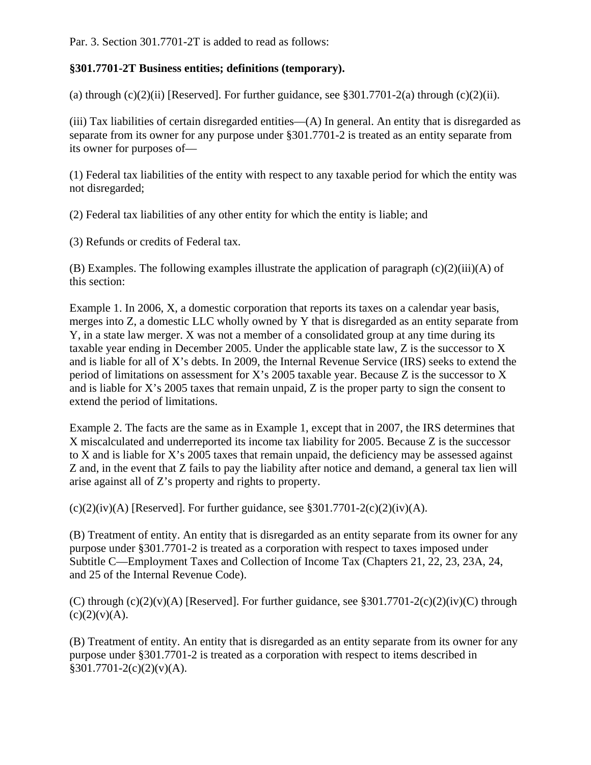Par. 3. Section 301.7701-2T is added to read as follows:

**§301.7701-2T Business entities; definitions (temporary).**

(a) through (c)(2)(ii) [Reserved]. For further guidance, see §301.7701-2(a) through (c)(2)(ii).

(iii) Tax liabilities of certain disregarded entities—(A) In general. An entity that is disregarded as separate from its owner for any purpose under §301.7701-2 is treated as an entity separate from its owner for purposes of—

(1) Federal tax liabilities of the entity with respect to any taxable period for which the entity was not disregarded;

(2) Federal tax liabilities of any other entity for which the entity is liable; and

(3) Refunds or credits of Federal tax.

(B) Examples. The following examples illustrate the application of paragraph (c)(2)(iii)(A) of this section:

Example 1. In 2006, X, a domestic corporation that reports its taxes on a calendar year basis, merges into Z, a domestic LLC wholly owned by Y that is disregarded as an entity separate from Y, in a state law merger. X was not a member of a consolidated group at any time during its taxable year ending in December 2005. Under the applicable state law, Z is the successor to X and is liable for all of X's debts. In 2009, the Internal Revenue Service (IRS) seeks to extend the period of limitations on assessment for X's 2005 taxable year. Because Z is the successor to X and is liable for X's 2005 taxes that remain unpaid, Z is the proper party to sign the consent to extend the period of limitations.

Example 2. The facts are the same as in Example 1, except that in 2007, the IRS determines that X miscalculated and underreported its income tax liability for 2005. Because Z is the successor to X and is liable for X's 2005 taxes that remain unpaid, the deficiency may be assessed against Z and, in the event that Z fails to pay the liability after notice and demand, a general tax lien will arise against all of Z's property and rights to property.

(c)(2)(iv)(A) [Reserved]. For further guidance, see §301.7701-2(c)(2)(iv)(A).

(B) Treatment of entity. An entity that is disregarded as an entity separate from its owner for any purpose under §301.7701-2 is treated as a corporation with respect to taxes imposed under Subtitle C—Employment Taxes and Collection of Income Tax (Chapters 21, 22, 23, 23A, 24, and 25 of the Internal Revenue Code).

(C) through (c)(2)(v)(A) [Reserved]. For further guidance, see §301.7701-2(c)(2)(iv)(C) through (c)(2)(v)(A).

(B) Treatment of entity. An entity that is disregarded as an entity separate from its owner for any purpose under §301.7701-2 is treated as a corporation with respect to items described in §301.7701-2(c)(2)(v)(A).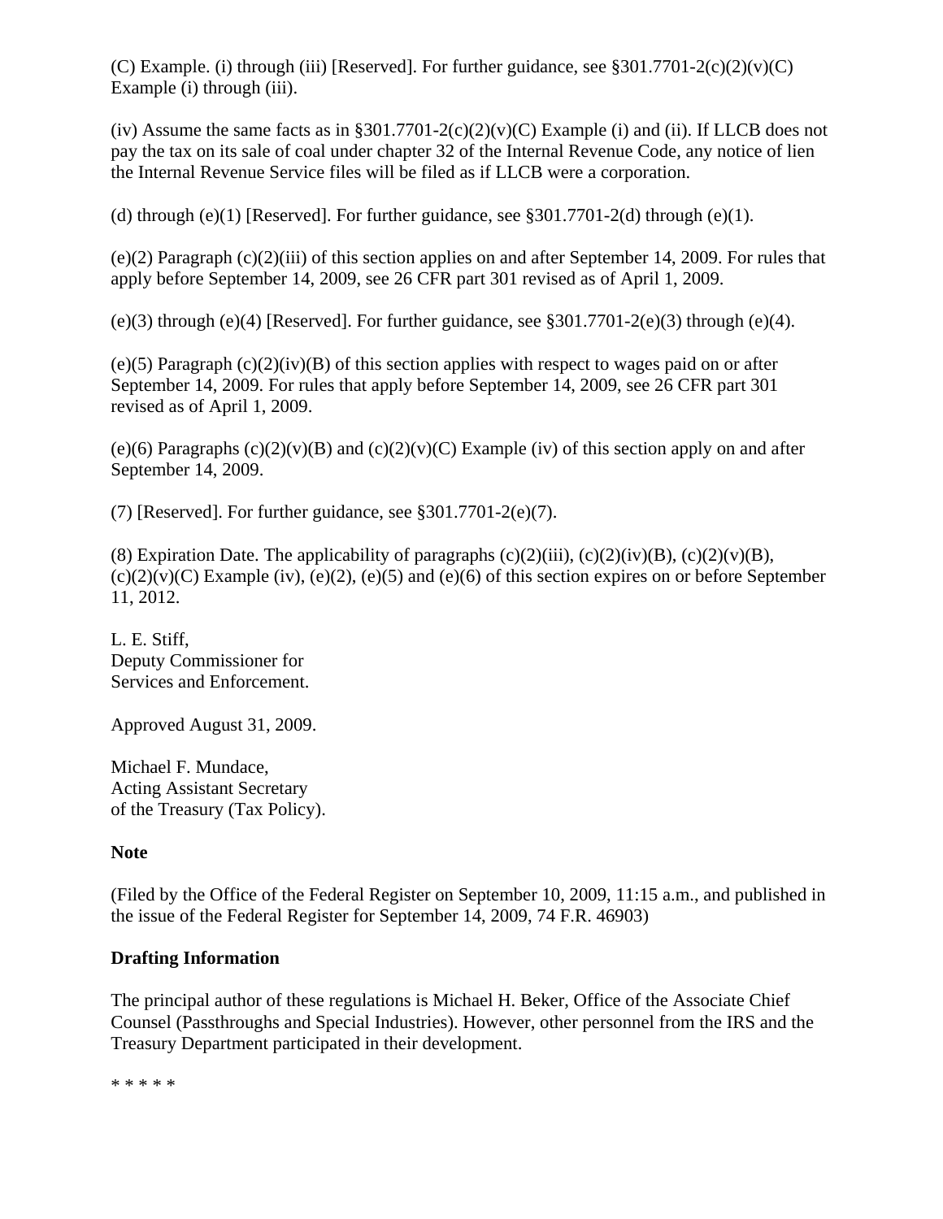(C) Example. (i) through (iii) [Reserved]. For further guidance, see §301.7701-2(c)(2)(v)(C) Example (i) through (iii).

(iv) Assume the same facts as in §301.7701-2(c)(2)(v)(C) Example (i) and (ii). If LLCB does not pay the tax on its sale of coal under chapter 32 of the Internal Revenue Code, any notice of lien the Internal Revenue Service files will be filed as if LLCB were a corporation.

(d) through (e)(1) [Reserved]. For further guidance, see §301.7701-2(d) through (e)(1).

(e)(2) Paragraph (c)(2)(iii) of this section applies on and after September 14, 2009. For rules that apply before September 14, 2009, see 26 CFR part 301 revised as of April 1, 2009.

(e)(3) through (e)(4) [Reserved]. For further guidance, see §301.7701-2(e)(3) through (e)(4).

(e)(5) Paragraph (c)(2)(iv)(B) of this section applies with respect to wages paid on or after September 14, 2009. For rules that apply before September 14, 2009, see 26 CFR part 301 revised as of April 1, 2009.

(e)(6) Paragraphs (c)(2)(v)(B) and (c)(2)(v)(C) Example (iv) of this section apply on and after September 14, 2009.

(7) [Reserved]. For further guidance, see §301.7701-2(e)(7).

(8) Expiration Date. The applicability of paragraphs (c)(2)(iii), (c)(2)(iv)(B), (c)(2)(v)(B), (c)(2)(v)(C) Example (iv), (e)(2), (e)(5) and (e)(6) of this section expires on or before September 11, 2012.

L. E. Stiff,
Deputy Commissioner for
Services and Enforcement.

Approved August 31, 2009.

Michael F. Mundace,
Acting Assistant Secretary
of the Treasury (Tax Policy).

**Note**

(Filed by the Office of the Federal Register on September 10, 2009, 11:15 a.m., and published in the issue of the Federal Register for September 14, 2009, 74 F.R. 46903)

**Drafting Information**

The principal author of these regulations is Michael H. Beker, Office of the Associate Chief Counsel (Passthroughs and Special Industries). However, other personnel from the IRS and the Treasury Department participated in their development.

* * * * *